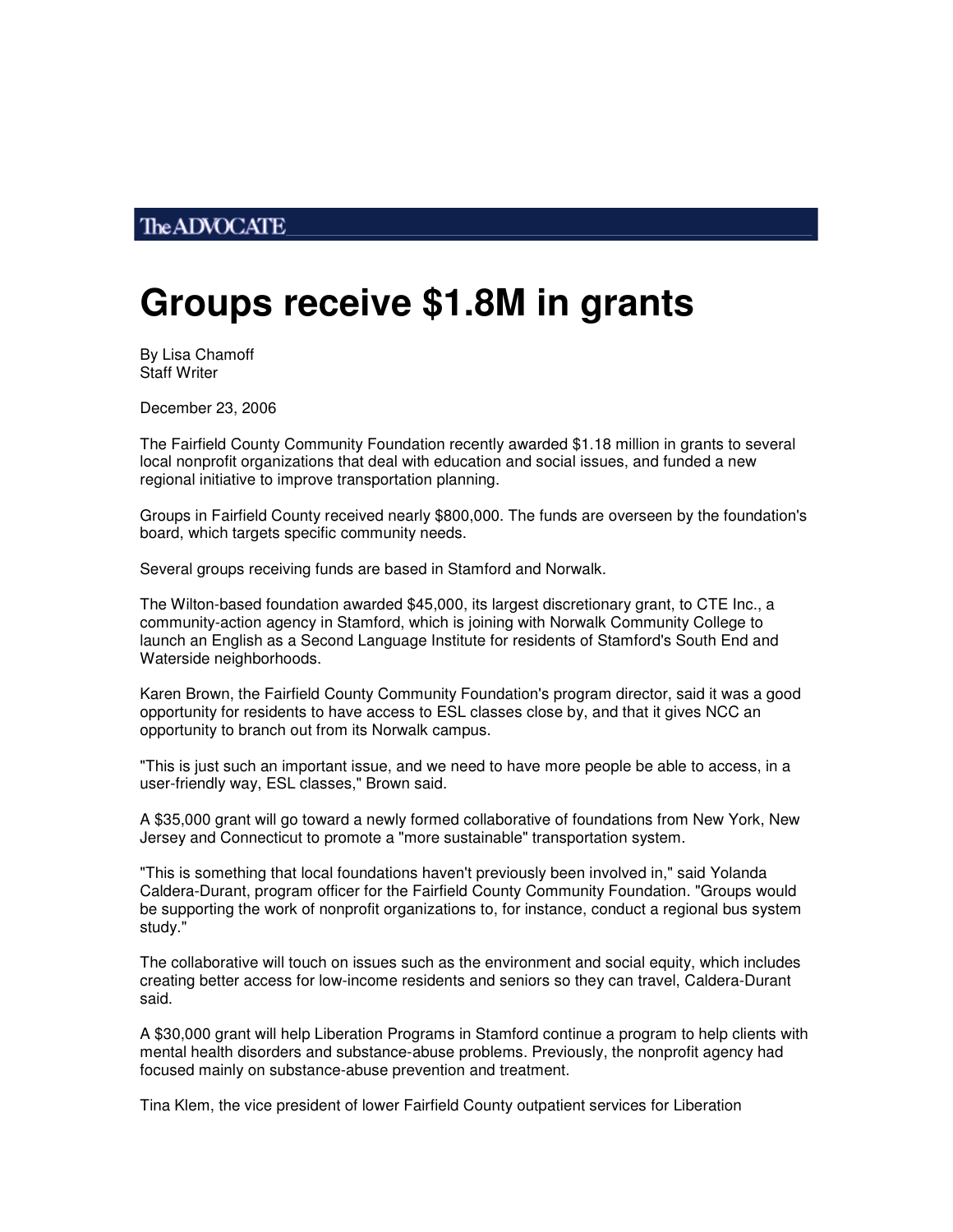The ADVOCATE

# Groups receive $1.8M in grants

By Lisa Chamoff
Staff Writer

December 23, 2006

The Fairfield County Community Foundation recently awarded $1.18 million in grants to several local nonprofit organizations that deal with education and social issues, and funded a new regional initiative to improve transportation planning.

Groups in Fairfield County received nearly $800,000. The funds are overseen by the foundation's board, which targets specific community needs.

Several groups receiving funds are based in Stamford and Norwalk.

The Wilton-based foundation awarded $45,000, its largest discretionary grant, to CTE Inc., a community-action agency in Stamford, which is joining with Norwalk Community College to launch an English as a Second Language Institute for residents of Stamford's South End and Waterside neighborhoods.

Karen Brown, the Fairfield County Community Foundation's program director, said it was a good opportunity for residents to have access to ESL classes close by, and that it gives NCC an opportunity to branch out from its Norwalk campus.

"This is just such an important issue, and we need to have more people be able to access, in a user-friendly way, ESL classes," Brown said.

A $35,000 grant will go toward a newly formed collaborative of foundations from New York, New Jersey and Connecticut to promote a "more sustainable" transportation system.

"This is something that local foundations haven't previously been involved in," said Yolanda Caldera-Durant, program officer for the Fairfield County Community Foundation. "Groups would be supporting the work of nonprofit organizations to, for instance, conduct a regional bus system study."

The collaborative will touch on issues such as the environment and social equity, which includes creating better access for low-income residents and seniors so they can travel, Caldera-Durant said.

A $30,000 grant will help Liberation Programs in Stamford continue a program to help clients with mental health disorders and substance-abuse problems. Previously, the nonprofit agency had focused mainly on substance-abuse prevention and treatment.

Tina Klem, the vice president of lower Fairfield County outpatient services for Liberation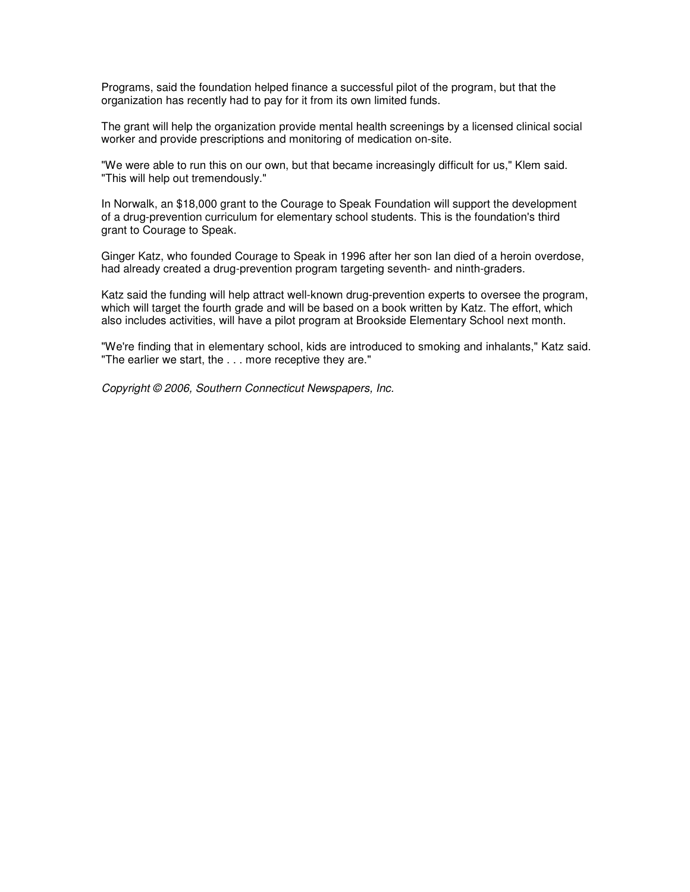Programs, said the foundation helped finance a successful pilot of the program, but that the organization has recently had to pay for it from its own limited funds.

The grant will help the organization provide mental health screenings by a licensed clinical social worker and provide prescriptions and monitoring of medication on-site.

"We were able to run this on our own, but that became increasingly difficult for us," Klem said. "This will help out tremendously."

In Norwalk, an $18,000 grant to the Courage to Speak Foundation will support the development of a drug-prevention curriculum for elementary school students. This is the foundation's third grant to Courage to Speak.

Ginger Katz, who founded Courage to Speak in 1996 after her son Ian died of a heroin overdose, had already created a drug-prevention program targeting seventh- and ninth-graders.

Katz said the funding will help attract well-known drug-prevention experts to oversee the program, which will target the fourth grade and will be based on a book written by Katz. The effort, which also includes activities, will have a pilot program at Brookside Elementary School next month.

"We're finding that in elementary school, kids are introduced to smoking and inhalants," Katz said. "The earlier we start, the . . . more receptive they are."

*Copyright © 2006, Southern Connecticut Newspapers, Inc.*